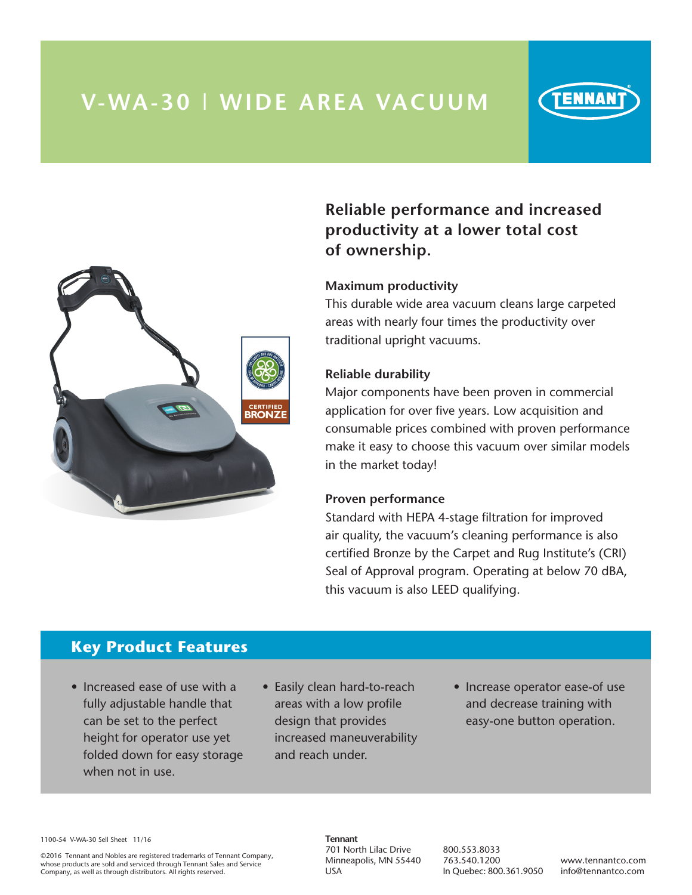# V-WA-30 | WIDE AREA VACUUM

TENNANT

CERTIFIED BRONZE

## Reliable performance and increased productivity at a lower total cost of ownership.

### Maximum productivity

This durable wide area vacuum cleans large carpeted areas with nearly four times the productivity over traditional upright vacuums.

### Reliable durability

Major components have been proven in commercial application for over five years. Low acquisition and consumable prices combined with proven performance make it easy to choose this vacuum over similar models in the market today!

### Proven performance

Standard with HEPA 4-stage filtration for improved air quality, the vacuum's cleaning performance is also certified Bronze by the Carpet and Rug Institute's (CRI) Seal of Approval program. Operating at below 70 dBA, this vacuum is also LEED qualifying.

## Key Product Features

- Increased ease of use with a fully adjustable handle that can be set to the perfect height for operator use yet folded down for easy storage when not in use.
- Easily clean hard-to-reach areas with a low profile design that provides increased maneuverability and reach under.
- Increase operator ease-of use and decrease training with easy-one button operation.

1100-54 V-WA-30 Sell Sheet 11/16

©2016 Tennant and Nobles are registered trademarks of Tennant Company, whose products are sold and serviced through Tennant Sales and Service Company, as well as through distributors. All rights reserved.

**Tennant**
701 North Lilac Drive
Minneapolis, MN 55440
USA

800.553.8033
763.540.1200
In Quebec: 800.361.9050

www.tennantco.com
info@tennantco.com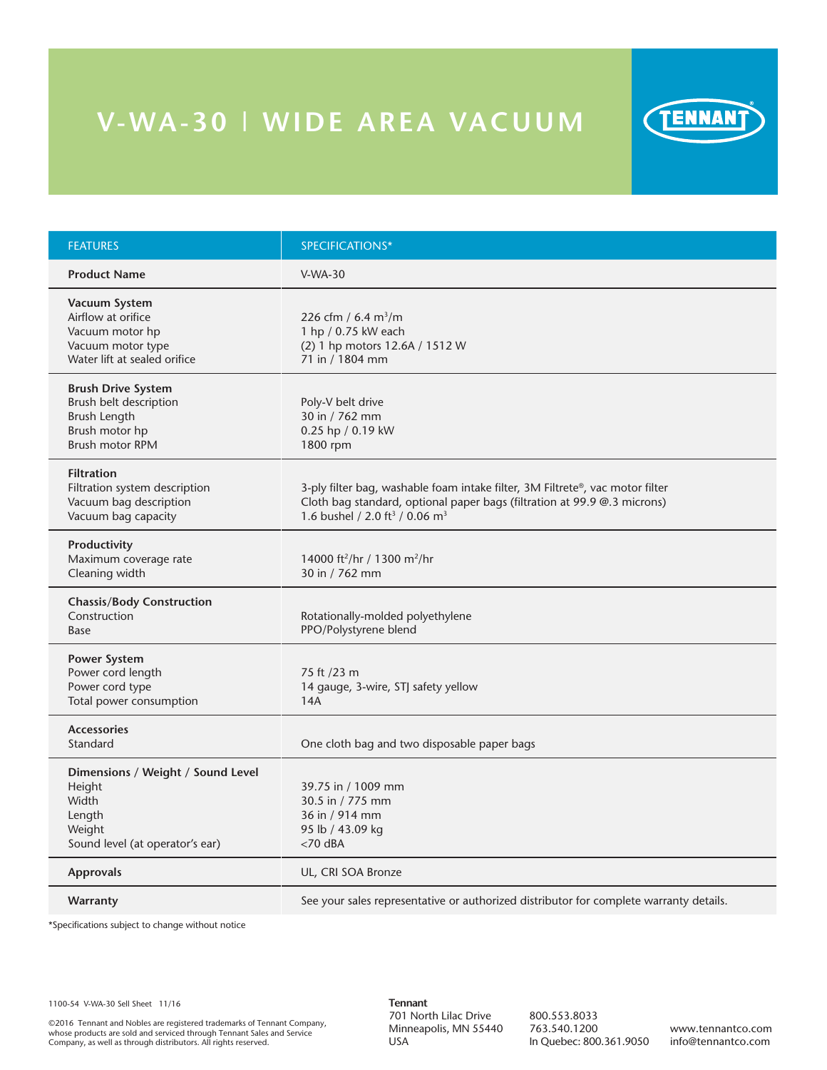# V-WA-30 | WIDE AREA VACUUM

TENNANT

| FEATURES | SPECIFICATIONS* |
|---|---|
| **Product Name** | V-WA-30 |
| **Vacuum System** | |
| Airflow at orifice | 226 cfm / 6.4 m$^3$/m |
| Vacuum motor hp | 1 hp / 0.75 kW each |
| Vacuum motor type | (2) 1 hp motors 12.6A / 1512 W |
| Water lift at sealed orifice | 71 in / 1804 mm |
| **Brush Drive System** | |
| Brush belt description | Poly-V belt drive |
| Brush Length | 30 in / 762 mm |
| Brush motor hp | 0.25 hp / 0.19 kW |
| Brush motor RPM | 1800 rpm |
| **Filtration** | |
| Filtration system description | 3-ply filter bag, washable foam intake filter, 3M Filtrete®, vac motor filter |
| Vacuum bag description | Cloth bag standard, optional paper bags (filtration at 99.9 @.3 microns) |
| Vacuum bag capacity | 1.6 bushel / 2.0 ft$^3$ / 0.06 m$^3$ |
| **Productivity** | |
| Maximum coverage rate | 14000 ft$^2$/hr / 1300 m$^2$/hr |
| Cleaning width | 30 in / 762 mm |
| **Chassis/Body Construction** | |
| Construction | Rotationally-molded polyethylene |
| Base | PPO/Polystyrene blend |
| **Power System** | |
| Power cord length | 75 ft /23 m |
| Power cord type | 14 gauge, 3-wire, STJ safety yellow |
| Total power consumption | 14A |
| **Accessories** | |
| Standard | One cloth bag and two disposable paper bags |
| **Dimensions / Weight / Sound Level** | |
| Height | 39.75 in / 1009 mm |
| Width | 30.5 in / 775 mm |
| Length | 36 in / 914 mm |
| Weight | 95 lb / 43.09 kg |
| Sound level (at operator's ear) | <70 dBA |
| **Approvals** | UL, CRI SOA Bronze |
| **Warranty** | See your sales representative or authorized distributor for complete warranty details. |

*Specifications subject to change without notice

1100-54 V-WA-30 Sell Sheet 11/16

©2016 Tennant and Nobles are registered trademarks of Tennant Company, whose products are sold and serviced through Tennant Sales and Service Company, as well as through distributors. All rights reserved.

**Tennant**
701 North Lilac Drive
Minneapolis, MN 55440
USA

800.553.8033
763.540.1200
In Quebec: 800.361.9050

www.tennantco.com
info@tennantco.com